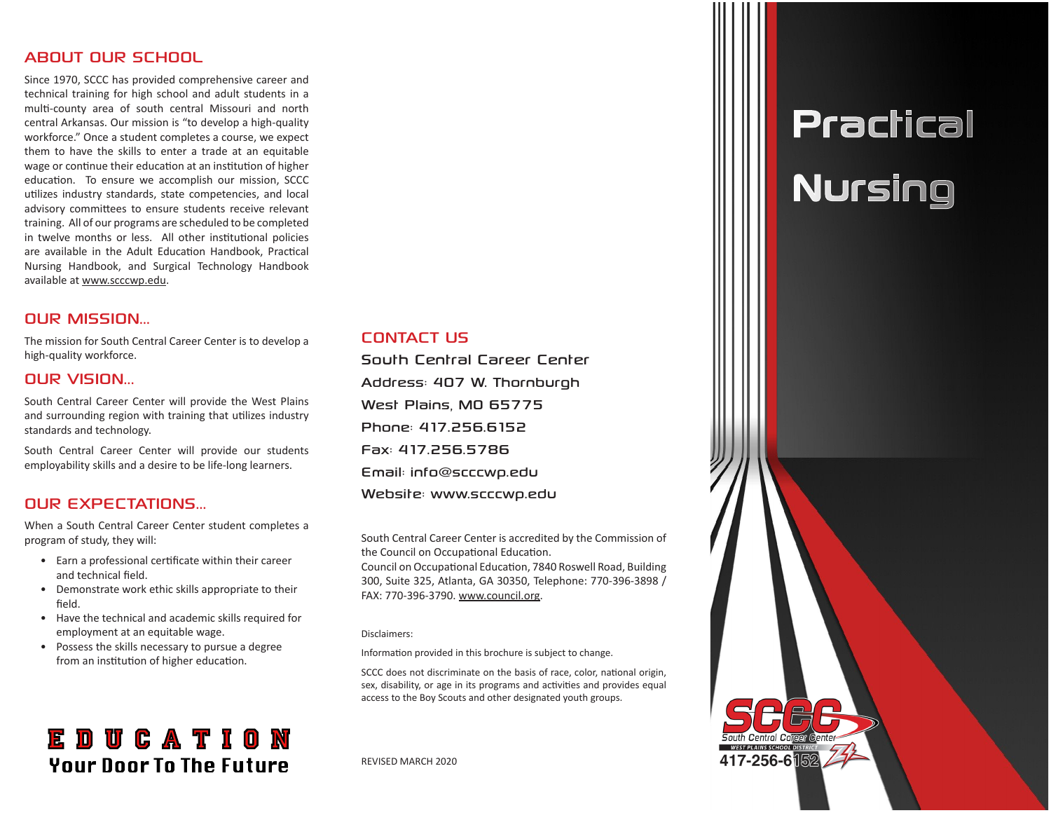## ABOUT OUR SCHOOL

Since 1970, SCCC has provided comprehensive career and technical training for high school and adult students in a multi-county area of south central Missouri and north central Arkansas. Our mission is "to develop a high-quality workforce." Once a student completes a course, we expect them to have the skills to enter a trade at an equitable wage or continue their education at an institution of higher education. To ensure we accomplish our mission, SCCC utilizes industry standards, state competencies, and local advisory committees to ensure students receive relevant training. All of our programs are scheduled to be completed in twelve months or less. All other institutional policies are available in the Adult Education Handbook, Practical Nursing Handbook, and Surgical Technology Handbook available at www.scccwp.edu.

## OUR MISSION...

The mission for South Central Career Center is to develop a high-quality workforce.

## OUR VISION...

South Central Career Center will provide the West Plains and surrounding region with training that utilizes industry standards and technology.

South Central Career Center will provide our students employability skills and a desire to be life-long learners.

## OUR EXPECTATIONS...

When a South Central Career Center student completes a program of study, they will:

- Earn a professional certificate within their career and technical field.
- Demonstrate work ethic skills appropriate to their field.
- Have the technical and academic skills required for employment at an equitable wage.
- Possess the skills necessary to pursue a degree from an institution of higher education.

**EDUCATION**
**Your Door To The Future**

## CONTACT US

South Central Career Center
Address: 407 W. Thornburgh
West Plains, MO 65775
Phone: 417.256.6152
Fax: 417.256.5786
Email: info@scccwp.edu
Website: www.scccwp.edu

South Central Career Center is accredited by the Commission of the Council on Occupational Education.
Council on Occupational Education, 7840 Roswell Road, Building 300, Suite 325, Atlanta, GA 30350, Telephone: 770-396-3898 / FAX: 770-396-3790. www.council.org.

Disclaimers:

Information provided in this brochure is subject to change.

SCCC does not discriminate on the basis of race, color, national origin, sex, disability, or age in its programs and activities and provides equal access to the Boy Scouts and other designated youth groups.

REVISED MARCH 2020

# Practical Nursing

SCCC
South Central Career Center
WEST PLAINS SCHOOL DISTRICT
417-256-6152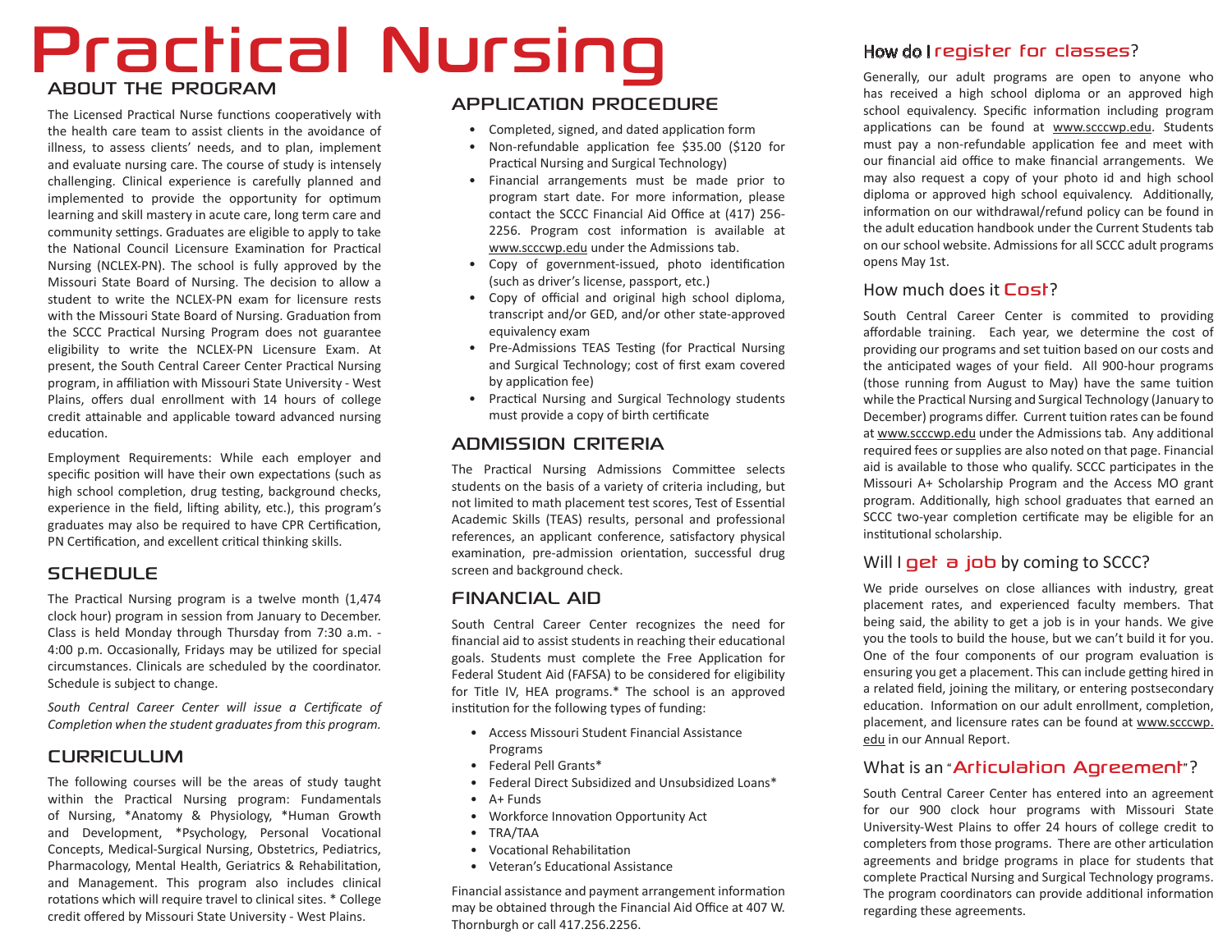# Practical Nursing

## ABOUT THE PROGRAM

The Licensed Practical Nurse functions cooperatively with the health care team to assist clients in the avoidance of illness, to assess clients' needs, and to plan, implement and evaluate nursing care. The course of study is intensely challenging. Clinical experience is carefully planned and implemented to provide the opportunity for optimum learning and skill mastery in acute care, long term care and community settings. Graduates are eligible to apply to take the National Council Licensure Examination for Practical Nursing (NCLEX-PN). The school is fully approved by the Missouri State Board of Nursing. The decision to allow a student to write the NCLEX-PN exam for licensure rests with the Missouri State Board of Nursing. Graduation from the SCCC Practical Nursing Program does not guarantee eligibility to write the NCLEX-PN Licensure Exam. At present, the South Central Career Center Practical Nursing program, in affiliation with Missouri State University - West Plains, offers dual enrollment with 14 hours of college credit attainable and applicable toward advanced nursing education.

Employment Requirements: While each employer and specific position will have their own expectations (such as high school completion, drug testing, background checks, experience in the field, lifting ability, etc.), this program's graduates may also be required to have CPR Certification, PN Certification, and excellent critical thinking skills.

## SCHEDULE

The Practical Nursing program is a twelve month (1,474 clock hour) program in session from January to December. Class is held Monday through Thursday from 7:30 a.m. - 4:00 p.m. Occasionally, Fridays may be utilized for special circumstances. Clinicals are scheduled by the coordinator. Schedule is subject to change.

*South Central Career Center will issue a Certificate of Completion when the student graduates from this program.*

## CURRICULUM

The following courses will be the areas of study taught within the Practical Nursing program: Fundamentals of Nursing, *Anatomy & Physiology, *Human Growth and Development, *Psychology, Personal Vocational Concepts, Medical-Surgical Nursing, Obstetrics, Pediatrics, Pharmacology, Mental Health, Geriatrics & Rehabilitation, and Management. This program also includes clinical rotations which will require travel to clinical sites. * College credit offered by Missouri State University - West Plains.

## APPLICATION PROCEDURE

- Completed, signed, and dated application form
- Non-refundable application fee $35.00 ($120 for Practical Nursing and Surgical Technology)
- Financial arrangements must be made prior to program start date. For more information, please contact the SCCC Financial Aid Office at (417) 256-2256. Program cost information is available at www.scccwp.edu under the Admissions tab.
- Copy of government-issued, photo identification (such as driver's license, passport, etc.)
- Copy of official and original high school diploma, transcript and/or GED, and/or other state-approved equivalency exam
- Pre-Admissions TEAS Testing (for Practical Nursing and Surgical Technology; cost of first exam covered by application fee)
- Practical Nursing and Surgical Technology students must provide a copy of birth certificate

## ADMISSION CRITERIA

The Practical Nursing Admissions Committee selects students on the basis of a variety of criteria including, but not limited to math placement test scores, Test of Essential Academic Skills (TEAS) results, personal and professional references, an applicant conference, satisfactory physical examination, pre-admission orientation, successful drug screen and background check.

## FINANCIAL AID

South Central Career Center recognizes the need for financial aid to assist students in reaching their educational goals. Students must complete the Free Application for Federal Student Aid (FAFSA) to be considered for eligibility for Title IV, HEA programs.* The school is an approved institution for the following types of funding:

- Access Missouri Student Financial Assistance Programs
- Federal Pell Grants*
- Federal Direct Subsidized and Unsubsidized Loans*
- A+ Funds
- Workforce Innovation Opportunity Act
- TRA/TAA
- Vocational Rehabilitation
- Veteran's Educational Assistance

Financial assistance and payment arrangement information may be obtained through the Financial Aid Office at 407 W. Thornburgh or call 417.256.2256.

## How do I register for classes?

Generally, our adult programs are open to anyone who has received a high school diploma or an approved high school equivalency. Specific information including program applications can be found at www.scccwp.edu. Students must pay a non-refundable application fee and meet with our financial aid office to make financial arrangements. We may also request a copy of your photo id and high school diploma or approved high school equivalency. Additionally, information on our withdrawal/refund policy can be found in the adult education handbook under the Current Students tab on our school website. Admissions for all SCCC adult programs opens May 1st.

## How much does it Cost?

South Central Career Center is commited to providing affordable training. Each year, we determine the cost of providing our programs and set tuition based on our costs and the anticipated wages of your field. All 900-hour programs (those running from August to May) have the same tuition while the Practical Nursing and Surgical Technology (January to December) programs differ. Current tuition rates can be found at www.scccwp.edu under the Admissions tab. Any additional required fees or supplies are also noted on that page. Financial aid is available to those who qualify. SCCC participates in the Missouri A+ Scholarship Program and the Access MO grant program. Additionally, high school graduates that earned an SCCC two-year completion certificate may be eligible for an institutional scholarship.

## Will I get a job by coming to SCCC?

We pride ourselves on close alliances with industry, great placement rates, and experienced faculty members. That being said, the ability to get a job is in your hands. We give you the tools to build the house, but we can't build it for you. One of the four components of our program evaluation is ensuring you get a placement. This can include getting hired in a related field, joining the military, or entering postsecondary education. Information on our adult enrollment, completion, placement, and licensure rates can be found at www.scccwp.edu in our Annual Report.

## What is an "Articulation Agreement"?

South Central Career Center has entered into an agreement for our 900 clock hour programs with Missouri State University-West Plains to offer 24 hours of college credit to completers from those programs. There are other articulation agreements and bridge programs in place for students that complete Practical Nursing and Surgical Technology programs. The program coordinators can provide additional information regarding these agreements.